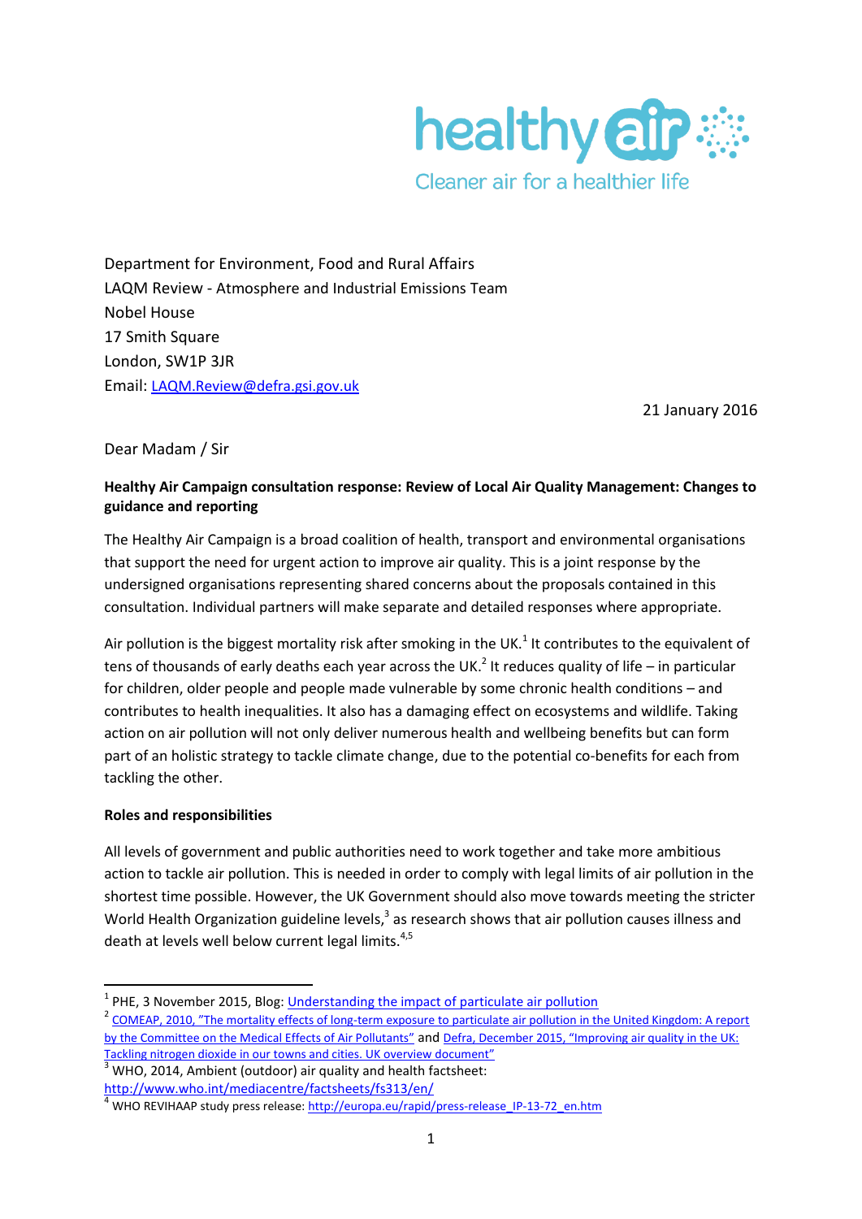healthy air

Cleaner air for a healthier life

Department for Environment, Food and Rural Affairs
LAQM Review - Atmosphere and Industrial Emissions Team
Nobel House
17 Smith Square
London, SW1P 3JR
Email: LAQM.Review@defra.gsi.gov.uk

21 January 2016

Dear Madam / Sir

**Healthy Air Campaign consultation response: Review of Local Air Quality Management: Changes to guidance and reporting**

The Healthy Air Campaign is a broad coalition of health, transport and environmental organisations that support the need for urgent action to improve air quality. This is a joint response by the undersigned organisations representing shared concerns about the proposals contained in this consultation. Individual partners will make separate and detailed responses where appropriate.

Air pollution is the biggest mortality risk after smoking in the UK.[1] It contributes to the equivalent of tens of thousands of early deaths each year across the UK.[2] It reduces quality of life – in particular for children, older people and people made vulnerable by some chronic health conditions – and contributes to health inequalities. It also has a damaging effect on ecosystems and wildlife. Taking action on air pollution will not only deliver numerous health and wellbeing benefits but can form part of an holistic strategy to tackle climate change, due to the potential co-benefits for each from tackling the other.

**Roles and responsibilities**

All levels of government and public authorities need to work together and take more ambitious action to tackle air pollution. This is needed in order to comply with legal limits of air pollution in the shortest time possible. However, the UK Government should also move towards meeting the stricter World Health Organization guideline levels,[3] as research shows that air pollution causes illness and death at levels well below current legal limits.[4,5]

---

[1] PHE, 3 November 2015, Blog: Understanding the impact of particulate air pollution

[2] COMEAP, 2010, "The mortality effects of long-term exposure to particulate air pollution in the United Kingdom: A report by the Committee on the Medical Effects of Air Pollutants" and Defra, December 2015, "Improving air quality in the UK: Tackling nitrogen dioxide in our towns and cities. UK overview document"

[3] WHO, 2014, Ambient (outdoor) air quality and health factsheet: http://www.who.int/mediacentre/factsheets/fs313/en/

[4] WHO REVIHAAP study press release: http://europa.eu/rapid/press-release_IP-13-72_en.htm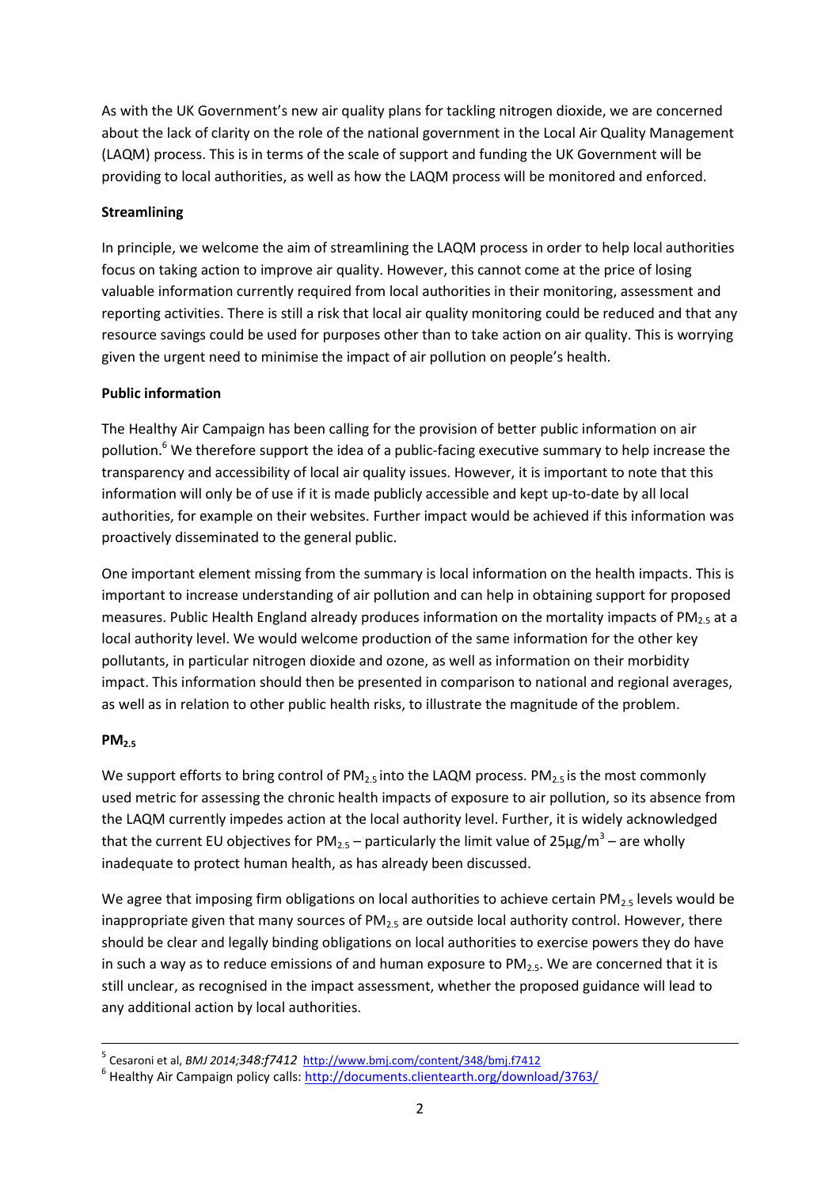As with the UK Government's new air quality plans for tackling nitrogen dioxide, we are concerned about the lack of clarity on the role of the national government in the Local Air Quality Management (LAQM) process. This is in terms of the scale of support and funding the UK Government will be providing to local authorities, as well as how the LAQM process will be monitored and enforced.

**Streamlining**

In principle, we welcome the aim of streamlining the LAQM process in order to help local authorities focus on taking action to improve air quality. However, this cannot come at the price of losing valuable information currently required from local authorities in their monitoring, assessment and reporting activities. There is still a risk that local air quality monitoring could be reduced and that any resource savings could be used for purposes other than to take action on air quality. This is worrying given the urgent need to minimise the impact of air pollution on people's health.

**Public information**

The Healthy Air Campaign has been calling for the provision of better public information on air pollution.[6] We therefore support the idea of a public-facing executive summary to help increase the transparency and accessibility of local air quality issues. However, it is important to note that this information will only be of use if it is made publicly accessible and kept up-to-date by all local authorities, for example on their websites. Further impact would be achieved if this information was proactively disseminated to the general public.

One important element missing from the summary is local information on the health impacts. This is important to increase understanding of air pollution and can help in obtaining support for proposed measures. Public Health England already produces information on the mortality impacts of $PM_{2.5}$ at a local authority level. We would welcome production of the same information for the other key pollutants, in particular nitrogen dioxide and ozone, as well as information on their morbidity impact. This information should then be presented in comparison to national and regional averages, as well as in relation to other public health risks, to illustrate the magnitude of the problem.

**$PM_{2.5}$**

We support efforts to bring control of $PM_{2.5}$ into the LAQM process. $PM_{2.5}$ is the most commonly used metric for assessing the chronic health impacts of exposure to air pollution, so its absence from the LAQM currently impedes action at the local authority level. Further, it is widely acknowledged that the current EU objectives for $PM_{2.5}$ – particularly the limit value of $25\mu g/m^3$ – are wholly inadequate to protect human health, as has already been discussed.

We agree that imposing firm obligations on local authorities to achieve certain $PM_{2.5}$ levels would be inappropriate given that many sources of $PM_{2.5}$ are outside local authority control. However, there should be clear and legally binding obligations on local authorities to exercise powers they do have in such a way as to reduce emissions of and human exposure to $PM_{2.5}$. We are concerned that it is still unclear, as recognised in the impact assessment, whether the proposed guidance will lead to any additional action by local authorities.

---

[5] Cesaroni et al, *BMJ 2014;348:f7412* http://www.bmj.com/content/348/bmj.f7412

[6] Healthy Air Campaign policy calls: http://documents.clientearth.org/download/3763/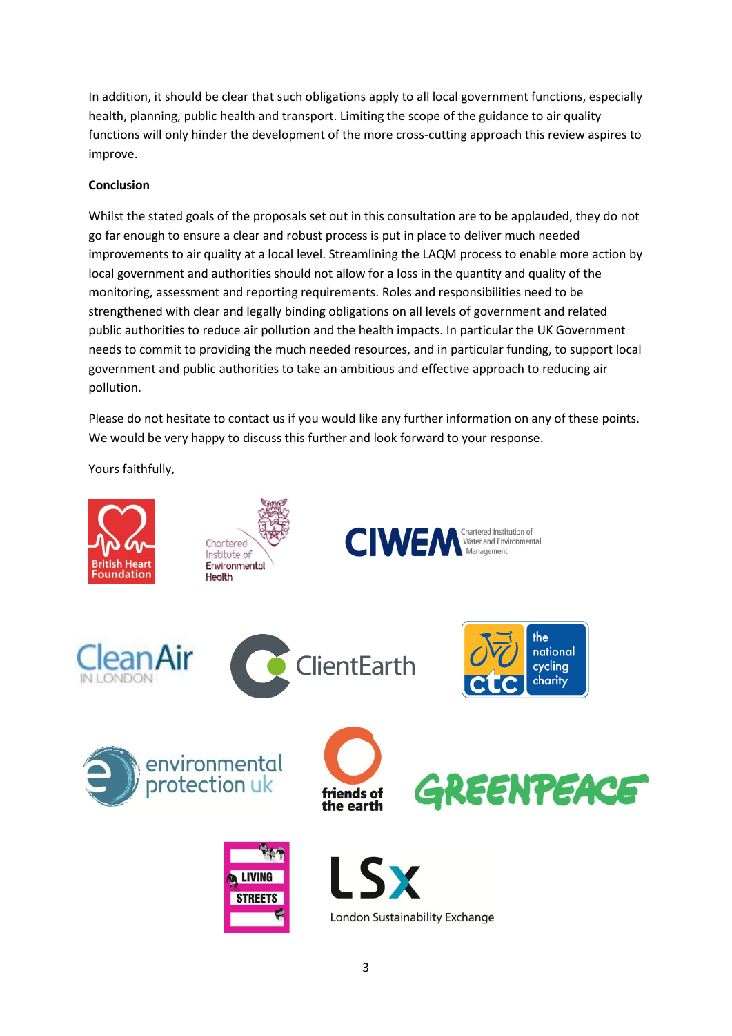In addition, it should be clear that such obligations apply to all local government functions, especially health, planning, public health and transport. Limiting the scope of the guidance to air quality functions will only hinder the development of the more cross-cutting approach this review aspires to improve.

**Conclusion**

Whilst the stated goals of the proposals set out in this consultation are to be applauded, they do not go far enough to ensure a clear and robust process is put in place to deliver much needed improvements to air quality at a local level. Streamlining the LAQM process to enable more action by local government and authorities should not allow for a loss in the quantity and quality of the monitoring, assessment and reporting requirements. Roles and responsibilities need to be strengthened with clear and legally binding obligations on all levels of government and related public authorities to reduce air pollution and the health impacts. In particular the UK Government needs to commit to providing the much needed resources, and in particular funding, to support local government and public authorities to take an ambitious and effective approach to reducing air pollution.

Please do not hesitate to contact us if you would like any further information on any of these points. We would be very happy to discuss this further and look forward to your response.

Yours faithfully,

British Heart Foundation

Chartered Institute of Environmental Health

CIWEM Chartered Institution of Water and Environmental Management

CleanAir in London

ClientEarth

ctc the national cycling charity

environmental protection uk

friends of the earth

GREENPEACE

LIVING STREETS

LSx London Sustainability Exchange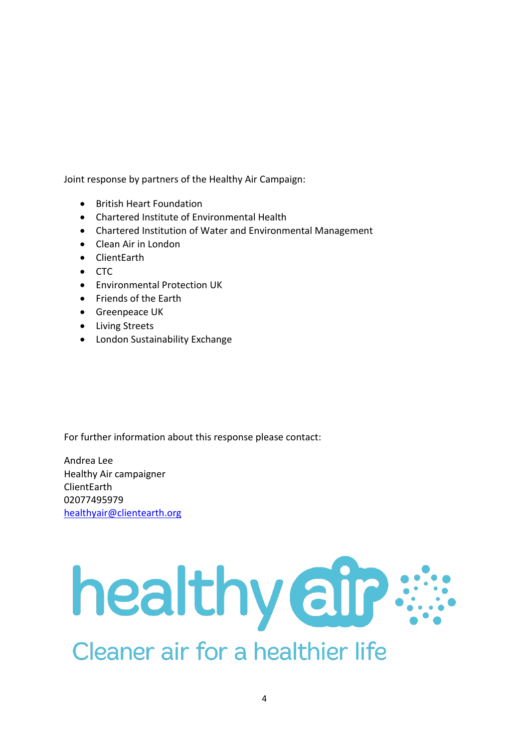Joint response by partners of the Healthy Air Campaign:

- British Heart Foundation
- Chartered Institute of Environmental Health
- Chartered Institution of Water and Environmental Management
- Clean Air in London
- ClientEarth
- CTC
- Environmental Protection UK
- Friends of the Earth
- Greenpeace UK
- Living Streets
- London Sustainability Exchange

For further information about this response please contact:

Andrea Lee
Healthy Air campaigner
ClientEarth
02077495979
healthyair@clientearth.org

healthy air

Cleaner air for a healthier life